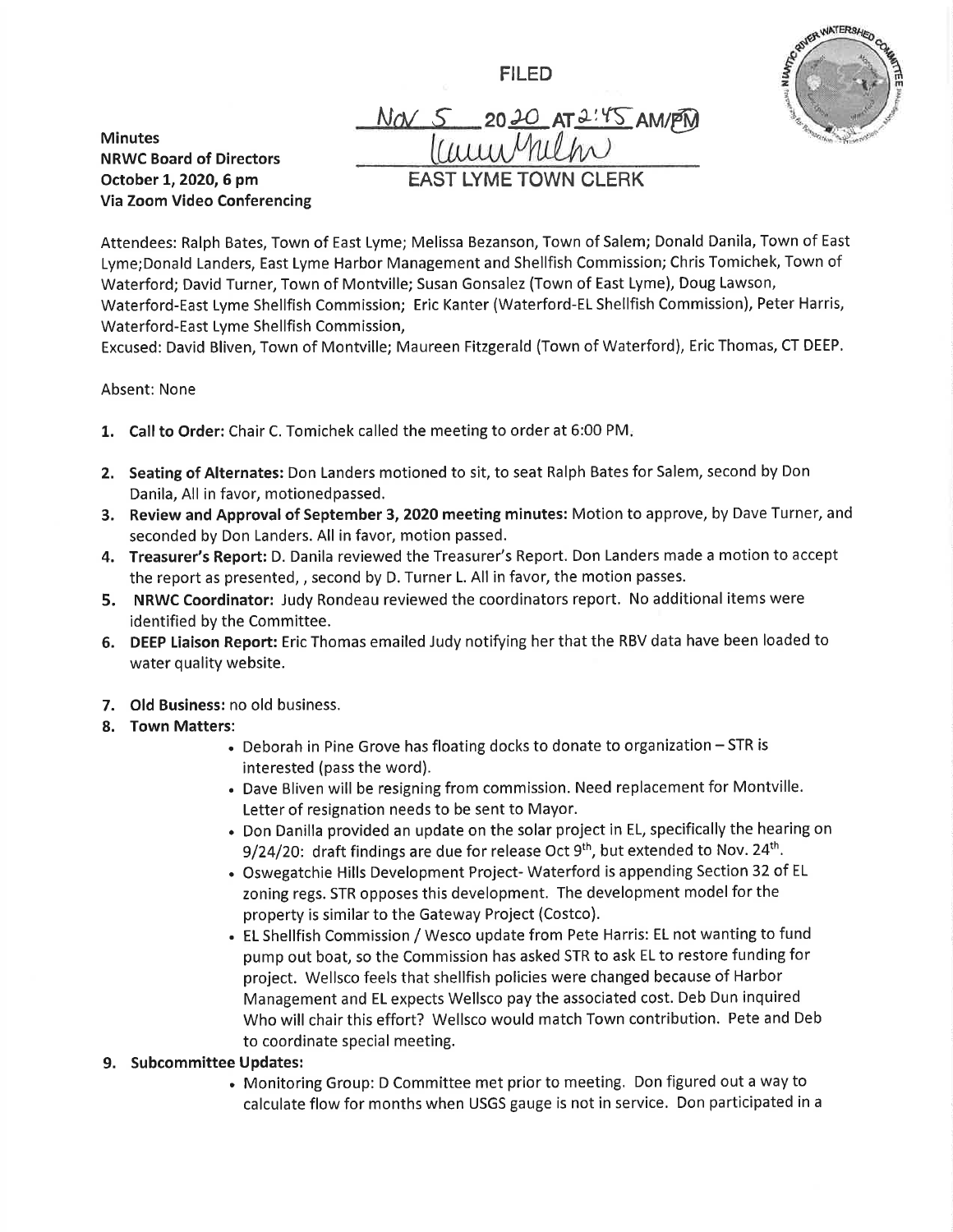FILED

Nov 5 2020 AT 2:45 AM/PM

EAST LYME TOWN CLERK

**Minutes**
**NRWC Board of Directors**
**October 1, 2020, 6 pm**
**Via Zoom Video Conferencing**

Attendees: Ralph Bates, Town of East Lyme; Melissa Bezanson, Town of Salem; Donald Danila, Town of East Lyme;Donald Landers, East Lyme Harbor Management and Shellfish Commission; Chris Tomichek, Town of Waterford; David Turner, Town of Montville; Susan Gonsalez (Town of East Lyme), Doug Lawson, Waterford-East Lyme Shellfish Commission; Eric Kanter (Waterford-EL Shellfish Commission), Peter Harris, Waterford-East Lyme Shellfish Commission,

Excused: David Bliven, Town of Montville; Maureen Fitzgerald (Town of Waterford), Eric Thomas, CT DEEP.

Absent: None

1. **Call to Order:** Chair C. Tomichek called the meeting to order at 6:00 PM.
2. **Seating of Alternates:** Don Landers motioned to sit, to seat Ralph Bates for Salem, second by Don Danila, All in favor, motionedpassed.
3. **Review and Approval of September 3, 2020 meeting minutes:** Motion to approve, by Dave Turner, and seconded by Don Landers. All in favor, motion passed.
4. **Treasurer's Report:** D. Danila reviewed the Treasurer's Report. Don Landers made a motion to accept the report as presented, , second by D. Turner L. All in favor, the motion passes.
5. **NRWC Coordinator:** Judy Rondeau reviewed the coordinators report. No additional items were identified by the Committee.
6. **DEEP Liaison Report:** Eric Thomas emailed Judy notifying her that the RBV data have been loaded to water quality website.
7. **Old Business:** no old business.
8. **Town Matters:**
   - Deborah in Pine Grove has floating docks to donate to organization – STR is interested (pass the word).
   - Dave Bliven will be resigning from commission. Need replacement for Montville. Letter of resignation needs to be sent to Mayor.
   - Don Danilla provided an update on the solar project in EL, specifically the hearing on 9/24/20: draft findings are due for release Oct 9th, but extended to Nov. 24th.
   - Oswegatchie Hills Development Project- Waterford is appending Section 32 of EL zoning regs. STR opposes this development. The development model for the property is similar to the Gateway Project (Costco).
   - EL Shellfish Commission / Wesco update from Pete Harris: EL not wanting to fund pump out boat, so the Commission has asked STR to ask EL to restore funding for project. Wellsco feels that shellfish policies were changed because of Harbor Management and EL expects Wellsco pay the associated cost. Deb Dun inquired Who will chair this effort? Wellsco would match Town contribution. Pete and Deb to coordinate special meeting.
9. **Subcommittee Updates:**
   - Monitoring Group: D Committee met prior to meeting. Don figured out a way to calculate flow for months when USGS gauge is not in service. Don participated in a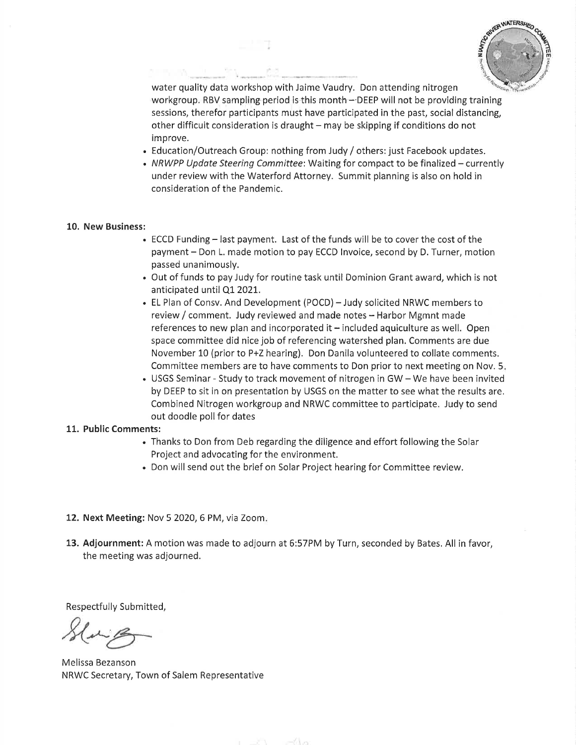water quality data workshop with Jaime Vaudry. Don attending nitrogen workgroup. RBV sampling period is this month – DEEP will not be providing training sessions, therefor participants must have participated in the past, social distancing, other difficult consideration is draught – may be skipping if conditions do not improve.

- Education/Outreach Group: nothing from Judy / others: just Facebook updates.
- *NRWPP Update Steering Committee*: Waiting for compact to be finalized – currently under review with the Waterford Attorney. Summit planning is also on hold in consideration of the Pandemic.

**10. New Business:**

- ECCD Funding – last payment. Last of the funds will be to cover the cost of the payment – Don L. made motion to pay ECCD Invoice, second by D. Turner, motion passed unanimously.
- Out of funds to pay Judy for routine task until Dominion Grant award, which is not anticipated until Q1 2021.
- EL Plan of Consv. And Development (POCD) – Judy solicited NRWC members to review / comment. Judy reviewed and made notes – Harbor Mgmnt made references to new plan and incorporated it – included aquiculture as well. Open space committee did nice job of referencing watershed plan. Comments are due November 10 (prior to P+Z hearing). Don Danila volunteered to collate comments. Committee members are to have comments to Don prior to next meeting on Nov. 5.
- USGS Seminar - Study to track movement of nitrogen in GW – We have been invited by DEEP to sit in on presentation by USGS on the matter to see what the results are. Combined Nitrogen workgroup and NRWC committee to participate. Judy to send out doodle poll for dates

**11. Public Comments:**

- Thanks to Don from Deb regarding the diligence and effort following the Solar Project and advocating for the environment.
- Don will send out the brief on Solar Project hearing for Committee review.

**12. Next Meeting:** Nov 5 2020, 6 PM, via Zoom.

**13. Adjournment:** A motion was made to adjourn at 6:57PM by Turn, seconded by Bates. All in favor, the meeting was adjourned.

Respectfully Submitted,

Melissa Bezanson
NRWC Secretary, Town of Salem Representative